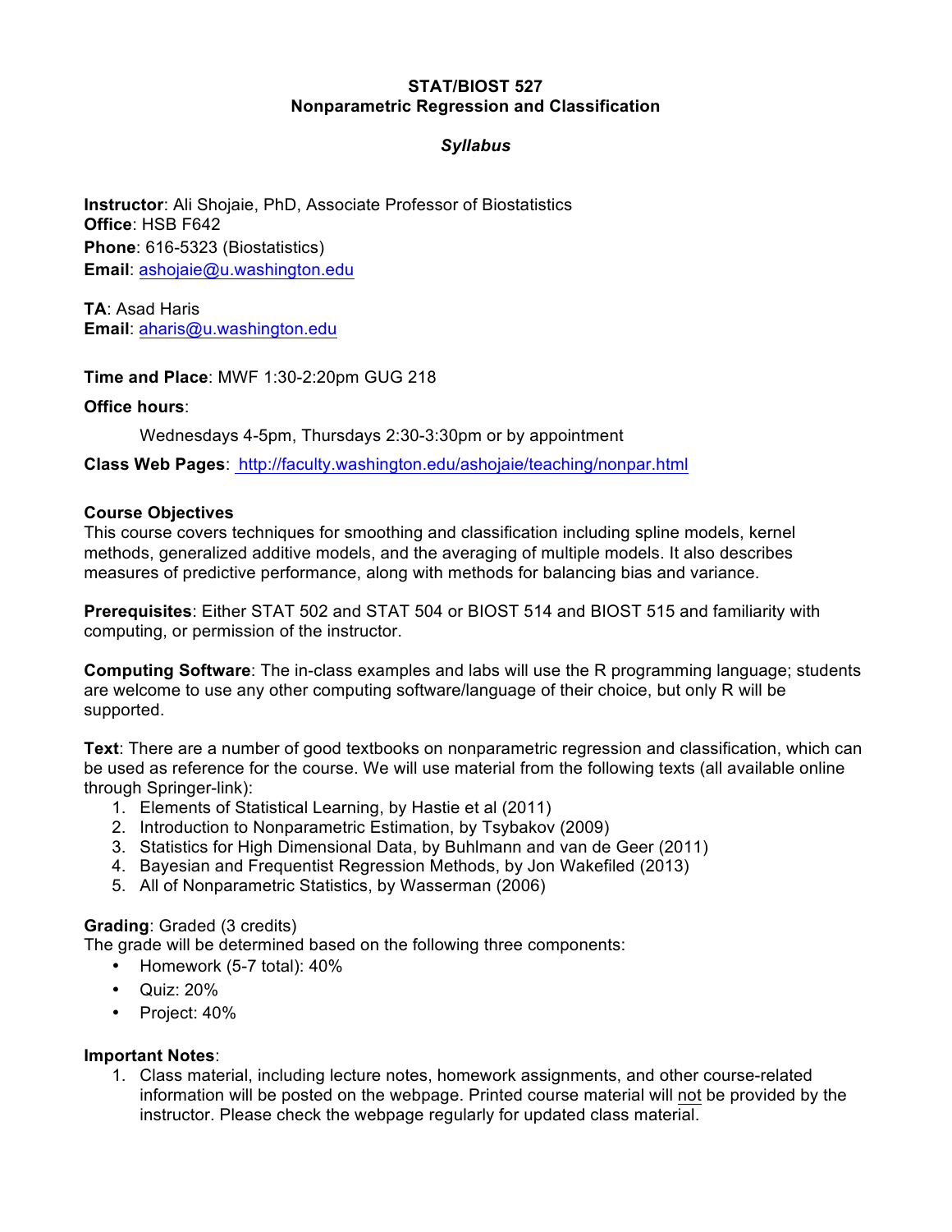# STAT/BIOST 527
## Nonparametric Regression and Classification

*Syllabus*

**Instructor**: Ali Shojaie, PhD, Associate Professor of Biostatistics
**Office**: HSB F642
**Phone**: 616-5323 (Biostatistics)
**Email**: ashojaie@u.washington.edu

**TA**: Asad Haris
**Email**: aharis@u.washington.edu

**Time and Place**: MWF 1:30-2:20pm GUG 218

**Office hours**:

Wednesdays 4-5pm, Thursdays 2:30-3:30pm or by appointment

**Class Web Pages**: http://faculty.washington.edu/ashojaie/teaching/nonpar.html

**Course Objectives**
This course covers techniques for smoothing and classification including spline models, kernel methods, generalized additive models, and the averaging of multiple models. It also describes measures of predictive performance, along with methods for balancing bias and variance.

**Prerequisites**: Either STAT 502 and STAT 504 or BIOST 514 and BIOST 515 and familiarity with computing, or permission of the instructor.

**Computing Software**: The in-class examples and labs will use the R programming language; students are welcome to use any other computing software/language of their choice, but only R will be supported.

**Text**: There are a number of good textbooks on nonparametric regression and classification, which can be used as reference for the course. We will use material from the following texts (all available online through Springer-link):

1. Elements of Statistical Learning, by Hastie et al (2011)
2. Introduction to Nonparametric Estimation, by Tsybakov (2009)
3. Statistics for High Dimensional Data, by Buhlmann and van de Geer (2011)
4. Bayesian and Frequentist Regression Methods, by Jon Wakefiled (2013)
5. All of Nonparametric Statistics, by Wasserman (2006)

**Grading**: Graded (3 credits)
The grade will be determined based on the following three components:

- Homework (5-7 total): 40%
- Quiz: 20%
- Project: 40%

**Important Notes**:

1. Class material, including lecture notes, homework assignments, and other course-related information will be posted on the webpage. Printed course material will not be provided by the instructor. Please check the webpage regularly for updated class material.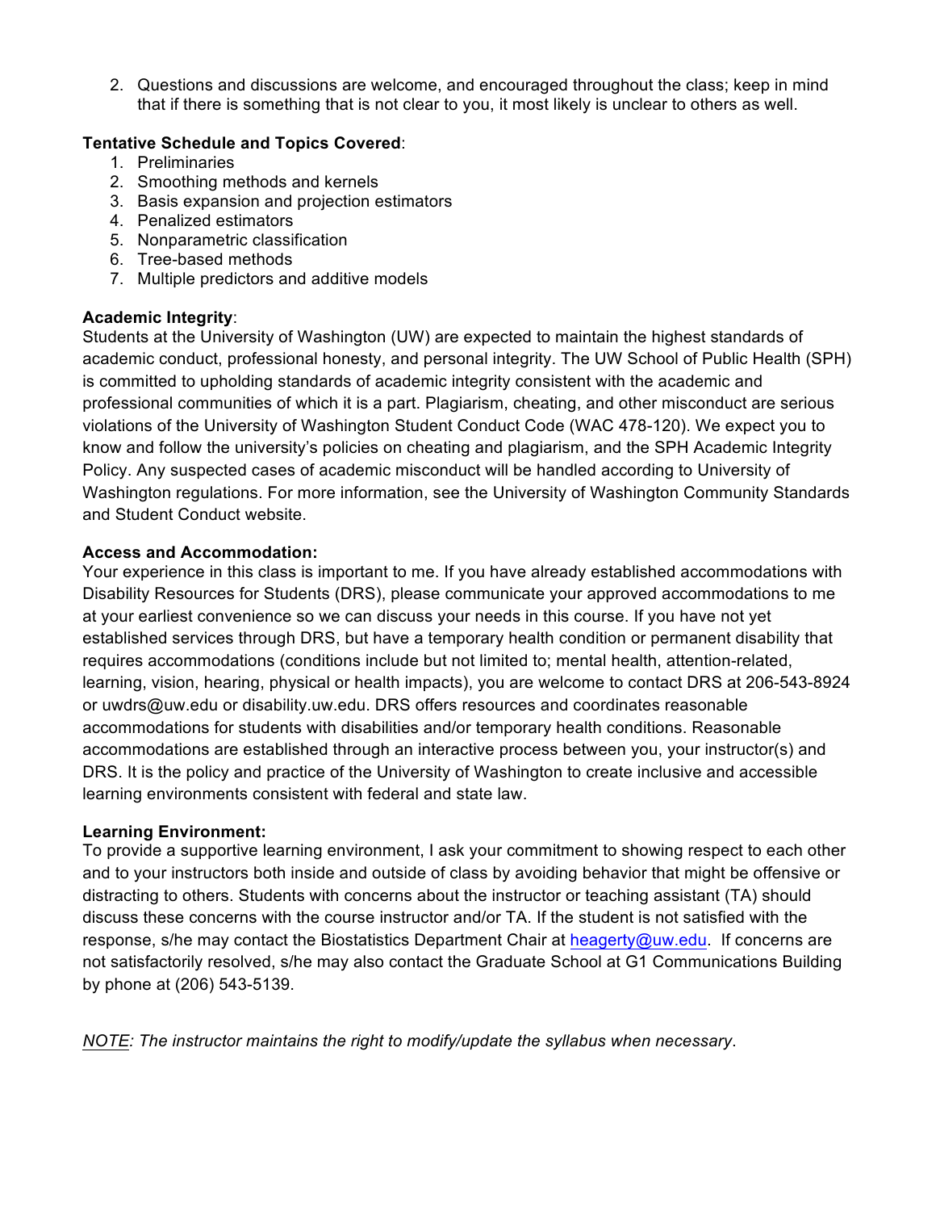2. Questions and discussions are welcome, and encouraged throughout the class; keep in mind that if there is something that is not clear to you, it most likely is unclear to others as well.

**Tentative Schedule and Topics Covered**:

1. Preliminaries
2. Smoothing methods and kernels
3. Basis expansion and projection estimators
4. Penalized estimators
5. Nonparametric classification
6. Tree-based methods
7. Multiple predictors and additive models

**Academic Integrity**:

Students at the University of Washington (UW) are expected to maintain the highest standards of academic conduct, professional honesty, and personal integrity. The UW School of Public Health (SPH) is committed to upholding standards of academic integrity consistent with the academic and professional communities of which it is a part. Plagiarism, cheating, and other misconduct are serious violations of the University of Washington Student Conduct Code (WAC 478-120). We expect you to know and follow the university's policies on cheating and plagiarism, and the SPH Academic Integrity Policy. Any suspected cases of academic misconduct will be handled according to University of Washington regulations. For more information, see the University of Washington Community Standards and Student Conduct website.

**Access and Accommodation:**

Your experience in this class is important to me. If you have already established accommodations with Disability Resources for Students (DRS), please communicate your approved accommodations to me at your earliest convenience so we can discuss your needs in this course. If you have not yet established services through DRS, but have a temporary health condition or permanent disability that requires accommodations (conditions include but not limited to; mental health, attention-related, learning, vision, hearing, physical or health impacts), you are welcome to contact DRS at 206-543-8924 or uwdrs@uw.edu or disability.uw.edu. DRS offers resources and coordinates reasonable accommodations for students with disabilities and/or temporary health conditions. Reasonable accommodations are established through an interactive process between you, your instructor(s) and DRS. It is the policy and practice of the University of Washington to create inclusive and accessible learning environments consistent with federal and state law.

**Learning Environment:**

To provide a supportive learning environment, I ask your commitment to showing respect to each other and to your instructors both inside and outside of class by avoiding behavior that might be offensive or distracting to others. Students with concerns about the instructor or teaching assistant (TA) should discuss these concerns with the course instructor and/or TA. If the student is not satisfied with the response, s/he may contact the Biostatistics Department Chair at heagerty@uw.edu. If concerns are not satisfactorily resolved, s/he may also contact the Graduate School at G1 Communications Building by phone at (206) 543-5139.

*NOTE: The instructor maintains the right to modify/update the syllabus when necessary*.